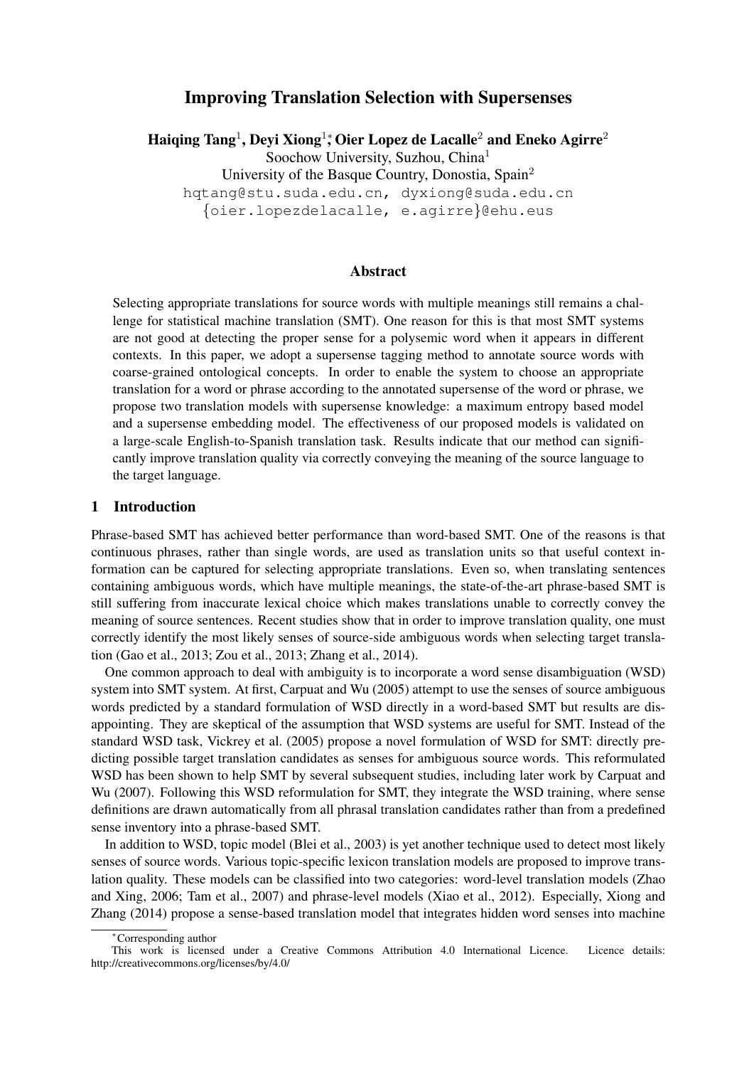# Improving Translation Selection with Supersenses

**Haiqing Tang**[1], **Deyi Xiong**[1]*, **Oier Lopez de Lacalle**[2] **and Eneko Agirre**[2]

Soochow University, Suzhou, China[1]

University of the Basque Country, Donostia, Spain[2]

hqtang@stu.suda.edu.cn, dyxiong@suda.edu.cn

{oier.lopezdelacalle, e.agirre}@ehu.eus

## Abstract

Selecting appropriate translations for source words with multiple meanings still remains a challenge for statistical machine translation (SMT). One reason for this is that most SMT systems are not good at detecting the proper sense for a polysemic word when it appears in different contexts. In this paper, we adopt a supersense tagging method to annotate source words with coarse-grained ontological concepts. In order to enable the system to choose an appropriate translation for a word or phrase according to the annotated supersense of the word or phrase, we propose two translation models with supersense knowledge: a maximum entropy based model and a supersense embedding model. The effectiveness of our proposed models is validated on a large-scale English-to-Spanish translation task. Results indicate that our method can significantly improve translation quality via correctly conveying the meaning of the source language to the target language.

## 1 Introduction

Phrase-based SMT has achieved better performance than word-based SMT. One of the reasons is that continuous phrases, rather than single words, are used as translation units so that useful context information can be captured for selecting appropriate translations. Even so, when translating sentences containing ambiguous words, which have multiple meanings, the state-of-the-art phrase-based SMT is still suffering from inaccurate lexical choice which makes translations unable to correctly convey the meaning of source sentences. Recent studies show that in order to improve translation quality, one must correctly identify the most likely senses of source-side ambiguous words when selecting target translation (Gao et al., 2013; Zou et al., 2013; Zhang et al., 2014).

One common approach to deal with ambiguity is to incorporate a word sense disambiguation (WSD) system into SMT system. At first, Carpuat and Wu (2005) attempt to use the senses of source ambiguous words predicted by a standard formulation of WSD directly in a word-based SMT but results are disappointing. They are skeptical of the assumption that WSD systems are useful for SMT. Instead of the standard WSD task, Vickrey et al. (2005) propose a novel formulation of WSD for SMT: directly predicting possible target translation candidates as senses for ambiguous source words. This reformulated WSD has been shown to help SMT by several subsequent studies, including later work by Carpuat and Wu (2007). Following this WSD reformulation for SMT, they integrate the WSD training, where sense definitions are drawn automatically from all phrasal translation candidates rather than from a predefined sense inventory into a phrase-based SMT.

In addition to WSD, topic model (Blei et al., 2003) is yet another technique used to detect most likely senses of source words. Various topic-specific lexicon translation models are proposed to improve translation quality. These models can be classified into two categories: word-level translation models (Zhao and Xing, 2006; Tam et al., 2007) and phrase-level models (Xiao et al., 2012). Especially, Xiong and Zhang (2014) propose a sense-based translation model that integrates hidden word senses into machine

*Corresponding author

This work is licensed under a Creative Commons Attribution 4.0 International Licence. Licence details: http://creativecommons.org/licenses/by/4.0/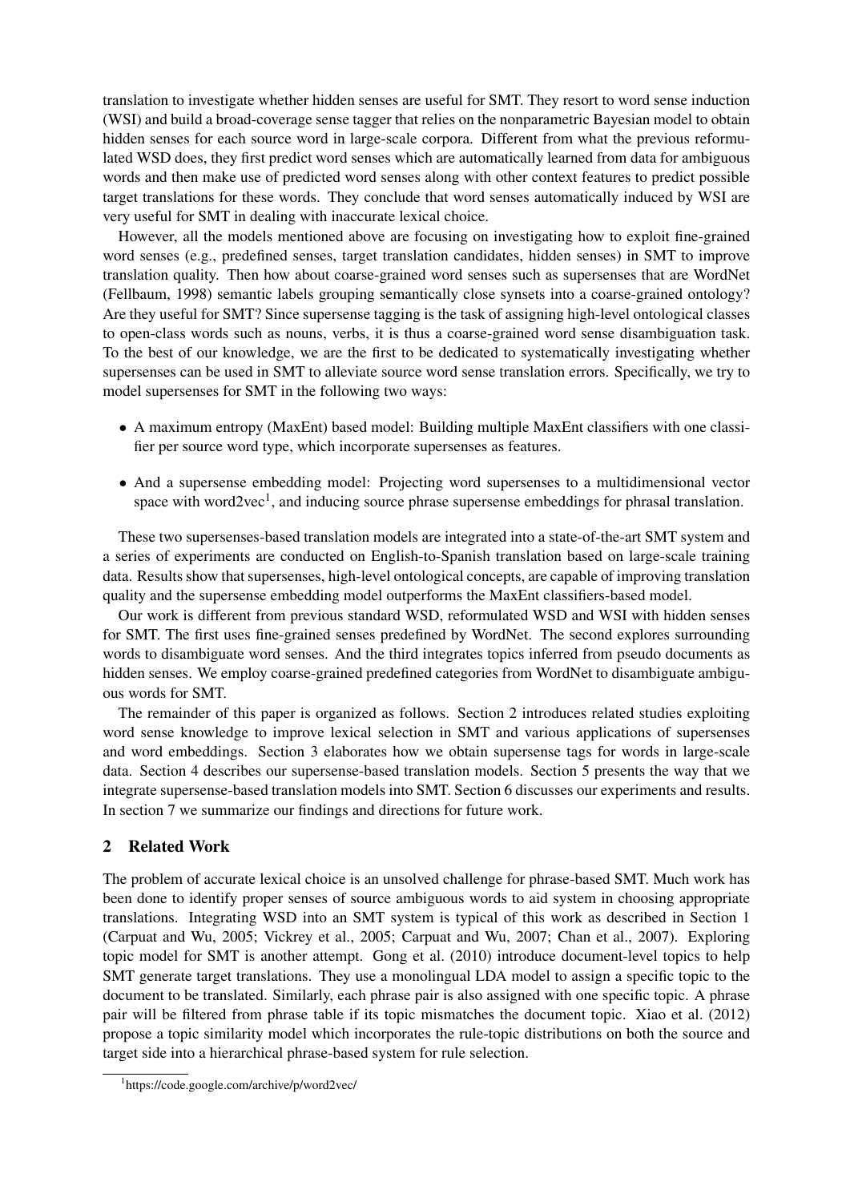translation to investigate whether hidden senses are useful for SMT. They resort to word sense induction (WSI) and build a broad-coverage sense tagger that relies on the nonparametric Bayesian model to obtain hidden senses for each source word in large-scale corpora. Different from what the previous reformulated WSD does, they first predict word senses which are automatically learned from data for ambiguous words and then make use of predicted word senses along with other context features to predict possible target translations for these words. They conclude that word senses automatically induced by WSI are very useful for SMT in dealing with inaccurate lexical choice.

However, all the models mentioned above are focusing on investigating how to exploit fine-grained word senses (e.g., predefined senses, target translation candidates, hidden senses) in SMT to improve translation quality. Then how about coarse-grained word senses such as supersenses that are WordNet (Fellbaum, 1998) semantic labels grouping semantically close synsets into a coarse-grained ontology? Are they useful for SMT? Since supersense tagging is the task of assigning high-level ontological classes to open-class words such as nouns, verbs, it is thus a coarse-grained word sense disambiguation task. To the best of our knowledge, we are the first to be dedicated to systematically investigating whether supersenses can be used in SMT to alleviate source word sense translation errors. Specifically, we try to model supersenses for SMT in the following two ways:

- A maximum entropy (MaxEnt) based model: Building multiple MaxEnt classifiers with one classifier per source word type, which incorporate supersenses as features.
- And a supersense embedding model: Projecting word supersenses to a multidimensional vector space with word2vec[1], and inducing source phrase supersense embeddings for phrasal translation.

These two supersenses-based translation models are integrated into a state-of-the-art SMT system and a series of experiments are conducted on English-to-Spanish translation based on large-scale training data. Results show that supersenses, high-level ontological concepts, are capable of improving translation quality and the supersense embedding model outperforms the MaxEnt classifiers-based model.

Our work is different from previous standard WSD, reformulated WSD and WSI with hidden senses for SMT. The first uses fine-grained senses predefined by WordNet. The second explores surrounding words to disambiguate word senses. And the third integrates topics inferred from pseudo documents as hidden senses. We employ coarse-grained predefined categories from WordNet to disambiguate ambiguous words for SMT.

The remainder of this paper is organized as follows. Section 2 introduces related studies exploiting word sense knowledge to improve lexical selection in SMT and various applications of supersenses and word embeddings. Section 3 elaborates how we obtain supersense tags for words in large-scale data. Section 4 describes our supersense-based translation models. Section 5 presents the way that we integrate supersense-based translation models into SMT. Section 6 discusses our experiments and results. In section 7 we summarize our findings and directions for future work.

## 2 Related Work

The problem of accurate lexical choice is an unsolved challenge for phrase-based SMT. Much work has been done to identify proper senses of source ambiguous words to aid system in choosing appropriate translations. Integrating WSD into an SMT system is typical of this work as described in Section 1 (Carpuat and Wu, 2005; Vickrey et al., 2005; Carpuat and Wu, 2007; Chan et al., 2007). Exploring topic model for SMT is another attempt. Gong et al. (2010) introduce document-level topics to help SMT generate target translations. They use a monolingual LDA model to assign a specific topic to the document to be translated. Similarly, each phrase pair is also assigned with one specific topic. A phrase pair will be filtered from phrase table if its topic mismatches the document topic. Xiao et al. (2012) propose a topic similarity model which incorporates the rule-topic distributions on both the source and target side into a hierarchical phrase-based system for rule selection.

[1]https://code.google.com/archive/p/word2vec/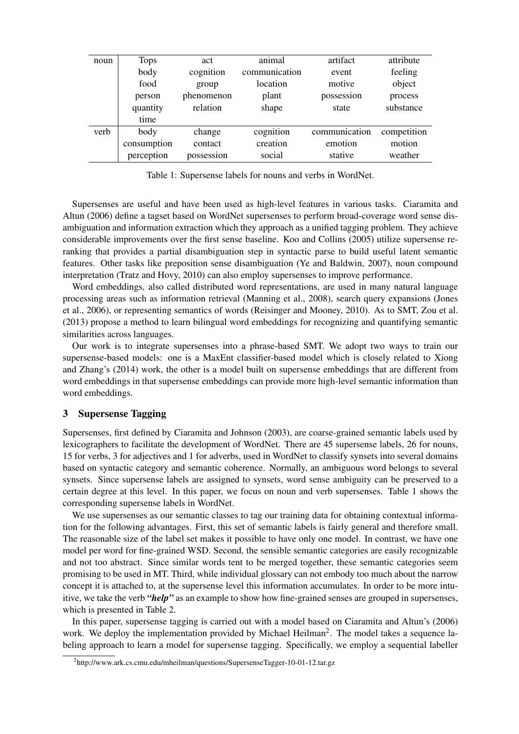| noun | Tops | act | animal | artifact | attribute |
|---|---|---|---|---|---|
| | body | cognition | communication | event | feeling |
| | food | group | location | motive | object |
| | person | phenomenon | plant | possession | process |
| | quantity | relation | shape | state | substance |
| | time | | | | |
| verb | body | change | cognition | communication | competition |
| | consumption | contact | creation | emotion | motion |
| | perception | possession | social | stative | weather |

Table 1: Supersense labels for nouns and verbs in WordNet.

Supersenses are useful and have been used as high-level features in various tasks. Ciaramita and Altun (2006) define a tagset based on WordNet supersenses to perform broad-coverage word sense disambiguation and information extraction which they approach as a unified tagging problem. They achieve considerable improvements over the first sense baseline. Koo and Collins (2005) utilize supersense reranking that provides a partial disambiguation step in syntactic parse to build useful latent semantic features. Other tasks like preposition sense disambiguation (Ye and Baldwin, 2007), noun compound interpretation (Tratz and Hovy, 2010) can also employ supersenses to improve performance.

Word embeddings, also called distributed word representations, are used in many natural language processing areas such as information retrieval (Manning et al., 2008), search query expansions (Jones et al., 2006), or representing semantics of words (Reisinger and Mooney, 2010). As to SMT, Zou et al. (2013) propose a method to learn bilingual word embeddings for recognizing and quantifying semantic similarities across languages.

Our work is to integrate supersenses into a phrase-based SMT. We adopt two ways to train our supersense-based models: one is a MaxEnt classifier-based model which is closely related to Xiong and Zhang's (2014) work, the other is a model built on supersense embeddings that are different from word embeddings in that supersense embeddings can provide more high-level semantic information than word embeddings.

## 3 Supersense Tagging

Supersenses, first defined by Ciaramita and Johnson (2003), are coarse-grained semantic labels used by lexicographers to facilitate the development of WordNet. There are 45 supersense labels, 26 for nouns, 15 for verbs, 3 for adjectives and 1 for adverbs, used in WordNet to classify synsets into several domains based on syntactic category and semantic coherence. Normally, an ambiguous word belongs to several synsets. Since supersense labels are assigned to synsets, word sense ambiguity can be preserved to a certain degree at this level. In this paper, we focus on noun and verb supersenses. Table 1 shows the corresponding supersense labels in WordNet.

We use supersenses as our semantic classes to tag our training data for obtaining contextual information for the following advantages. First, this set of semantic labels is fairly general and therefore small. The reasonable size of the label set makes it possible to have only one model. In contrast, we have one model per word for fine-grained WSD. Second, the sensible semantic categories are easily recognizable and not too abstract. Since similar words tent to be merged together, these semantic categories seem promising to be used in MT. Third, while individual glossary can not embody too much about the narrow concept it is attached to, at the supersense level this information accumulates. In order to be more intuitive, we take the verb ***"help"*** as an example to show how fine-grained senses are grouped in supersenses, which is presented in Table 2.

In this paper, supersense tagging is carried out with a model based on Ciaramita and Altun's (2006) work. We deploy the implementation provided by Michael Heilman[2]. The model takes a sequence labeling approach to learn a model for supersense tagging. Specifically, we employ a sequential labeller

[2] http://www.ark.cs.cmu.edu/mheilman/questions/SupersenseTagger-10-01-12.tar.gz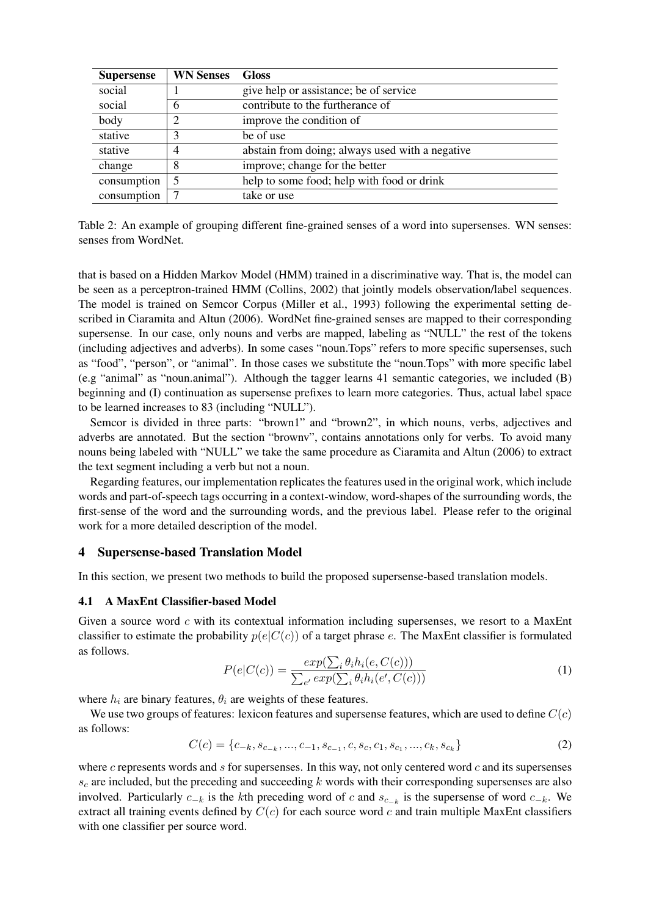| Supersense | WN Senses | Gloss |
|---|---|---|
| social | 1 | give help or assistance; be of service |
| social | 6 | contribute to the furtherance of |
| body | 2 | improve the condition of |
| stative | 3 | be of use |
| stative | 4 | abstain from doing; always used with a negative |
| change | 8 | improve; change for the better |
| consumption | 5 | help to some food; help with food or drink |
| consumption | 7 | take or use |

Table 2: An example of grouping different fine-grained senses of a word into supersenses. WN senses: senses from WordNet.

that is based on a Hidden Markov Model (HMM) trained in a discriminative way. That is, the model can be seen as a perceptron-trained HMM (Collins, 2002) that jointly models observation/label sequences. The model is trained on Semcor Corpus (Miller et al., 1993) following the experimental setting described in Ciaramita and Altun (2006). WordNet fine-grained senses are mapped to their corresponding supersense. In our case, only nouns and verbs are mapped, labeling as "NULL" the rest of the tokens (including adjectives and adverbs). In some cases "noun.Tops" refers to more specific supersenses, such as "food", "person", or "animal". In those cases we substitute the "noun.Tops" with more specific label (e.g "animal" as "noun.animal"). Although the tagger learns 41 semantic categories, we included (B) beginning and (I) continuation as supersense prefixes to learn more categories. Thus, actual label space to be learned increases to 83 (including "NULL").

Semcor is divided in three parts: "brown1" and "brown2", in which nouns, verbs, adjectives and adverbs are annotated. But the section "brownv", contains annotations only for verbs. To avoid many nouns being labeled with "NULL" we take the same procedure as Ciaramita and Altun (2006) to extract the text segment including a verb but not a noun.

Regarding features, our implementation replicates the features used in the original work, which include words and part-of-speech tags occurring in a context-window, word-shapes of the surrounding words, the first-sense of the word and the surrounding words, and the previous label. Please refer to the original work for a more detailed description of the model.

## 4 Supersense-based Translation Model

In this section, we present two methods to build the proposed supersense-based translation models.

### 4.1 A MaxEnt Classifier-based Model

Given a source word $c$ with its contextual information including supersenses, we resort to a MaxEnt classifier to estimate the probability $p(e|C(c))$ of a target phrase $e$. The MaxEnt classifier is formulated as follows.

$$P(e|C(c)) = \frac{exp(\sum_i \theta_i h_i(e, C(c)))}{\sum_{e'} exp(\sum_i \theta_i h_i(e', C(c)))} \tag{1}$$

where $h_i$ are binary features, $\theta_i$ are weights of these features.

We use two groups of features: lexicon features and supersense features, which are used to define $C(c)$ as follows:

$$C(c) = \{c_{-k}, s_{c_{-k}}, ..., c_{-1}, s_{c_{-1}}, c, s_c, c_1, s_{c_1}, ..., c_k, s_{c_k}\} \tag{2}$$

where $c$ represents words and $s$ for supersenses. In this way, not only centered word $c$ and its supersenses $s_c$ are included, but the preceding and succeeding $k$ words with their corresponding supersenses are also involved. Particularly $c_{-k}$ is the $k$th preceding word of $c$ and $s_{c_{-k}}$ is the supersense of word $c_{-k}$. We extract all training events defined by $C(c)$ for each source word $c$ and train multiple MaxEnt classifiers with one classifier per source word.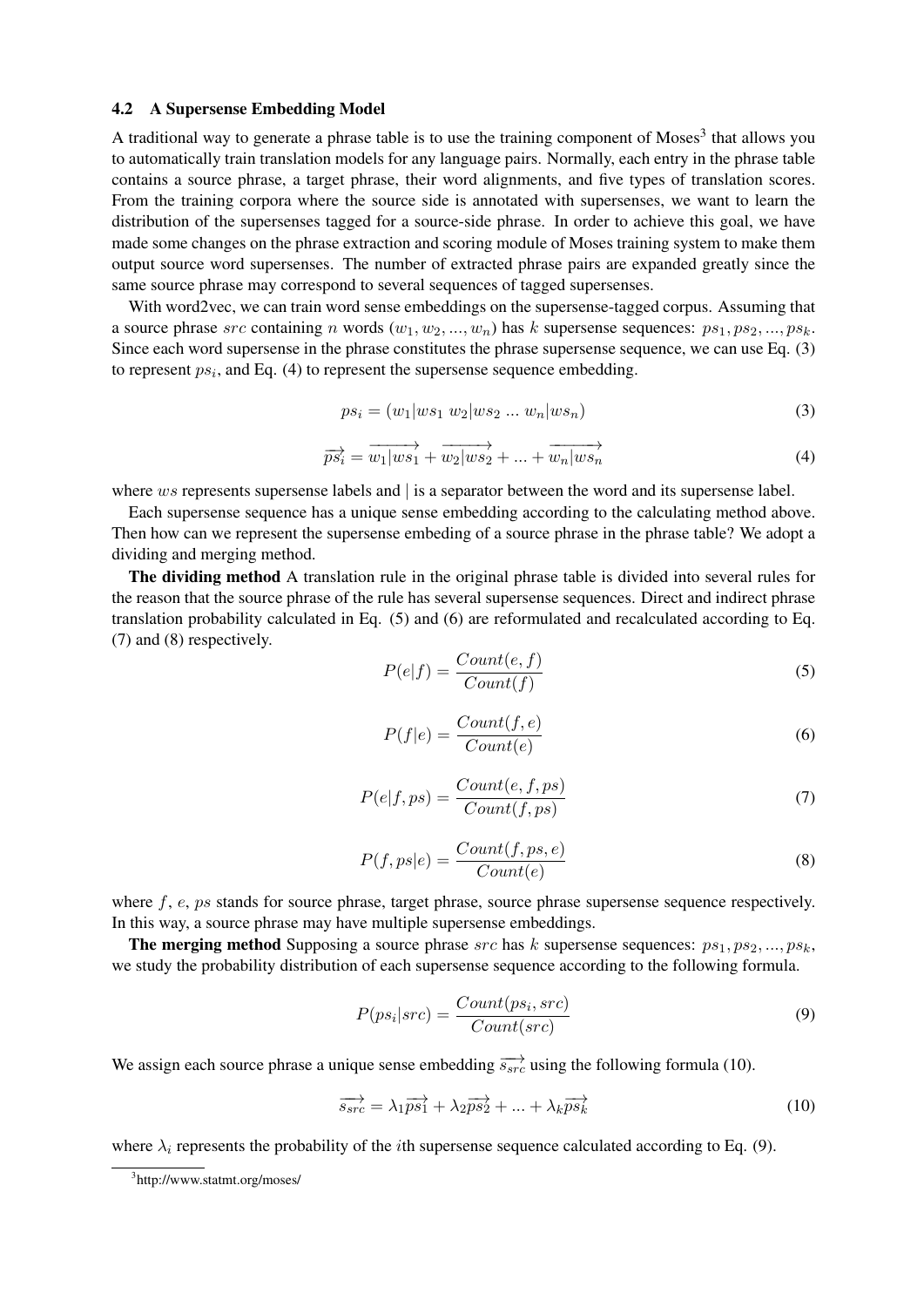### 4.2 A Supersense Embedding Model

A traditional way to generate a phrase table is to use the training component of Moses[3] that allows you to automatically train translation models for any language pairs. Normally, each entry in the phrase table contains a source phrase, a target phrase, their word alignments, and five types of translation scores. From the training corpora where the source side is annotated with supersenses, we want to learn the distribution of the supersenses tagged for a source-side phrase. In order to achieve this goal, we have made some changes on the phrase extraction and scoring module of Moses training system to make them output source word supersenses. The number of extracted phrase pairs are expanded greatly since the same source phrase may correspond to several sequences of tagged supersenses.

With word2vec, we can train word sense embeddings on the supersense-tagged corpus. Assuming that a source phrase $src$ containing $n$ words $(w_1, w_2, ..., w_n)$ has $k$ supersense sequences: $ps_1, ps_2, ..., ps_k$. Since each word supersense in the phrase constitutes the phrase supersense sequence, we can use Eq. (3) to represent $ps_i$, and Eq. (4) to represent the supersense sequence embedding.

$$ps_i = (w_1|ws_1\ w_2|ws_2\ ...\ w_n|ws_n) \tag{3}$$

$$\overrightarrow{ps_i} = \overrightarrow{w_1|ws_1} + \overrightarrow{w_2|ws_2} + ... + \overrightarrow{w_n|ws_n} \tag{4}$$

where $ws$ represents supersense labels and | is a separator between the word and its supersense label.

Each supersense sequence has a unique sense embedding according to the calculating method above. Then how can we represent the supersense embeding of a source phrase in the phrase table? We adopt a dividing and merging method.

**The dividing method** A translation rule in the original phrase table is divided into several rules for the reason that the source phrase of the rule has several supersense sequences. Direct and indirect phrase translation probability calculated in Eq. (5) and (6) are reformulated and recalculated according to Eq. (7) and (8) respectively.

$$P(e|f) = \frac{Count(e, f)}{Count(f)} \tag{5}$$

$$P(f|e) = \frac{Count(f, e)}{Count(e)} \tag{6}$$

$$P(e|f, ps) = \frac{Count(e, f, ps)}{Count(f, ps)} \tag{7}$$

$$P(f, ps|e) = \frac{Count(f, ps, e)}{Count(e)} \tag{8}$$

where $f$, $e$, $ps$ stands for source phrase, target phrase, source phrase supersense sequence respectively. In this way, a source phrase may have multiple supersense embeddings.

**The merging method** Supposing a source phrase $src$ has $k$ supersense sequences: $ps_1, ps_2, ..., ps_k$, we study the probability distribution of each supersense sequence according to the following formula.

$$P(ps_i|src) = \frac{Count(ps_i, src)}{Count(src)} \tag{9}$$

We assign each source phrase a unique sense embedding $\overrightarrow{s_{src}}$ using the following formula (10).

$$\overrightarrow{s_{src}} = \lambda_1 \overrightarrow{ps_1} + \lambda_2 \overrightarrow{ps_2} + ... + \lambda_k \overrightarrow{ps_k} \tag{10}$$

where $\lambda_i$ represents the probability of the $i$th supersense sequence calculated according to Eq. (9).

[3] http://www.statmt.org/moses/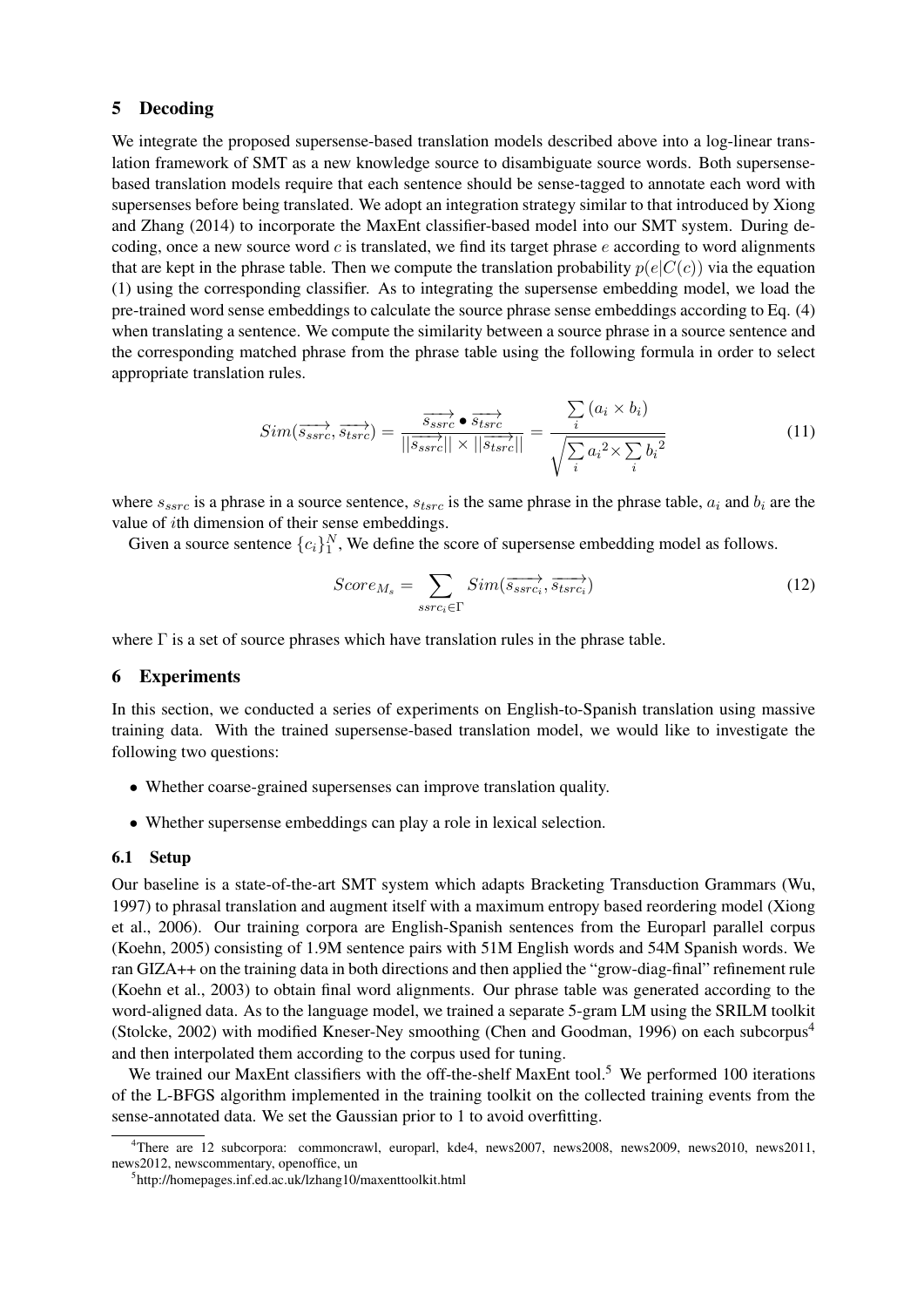## 5 Decoding

We integrate the proposed supersense-based translation models described above into a log-linear translation framework of SMT as a new knowledge source to disambiguate source words. Both supersense-based translation models require that each sentence should be sense-tagged to annotate each word with supersenses before being translated. We adopt an integration strategy similar to that introduced by Xiong and Zhang (2014) to incorporate the MaxEnt classifier-based model into our SMT system. During decoding, once a new source word $c$ is translated, we find its target phrase $e$ according to word alignments that are kept in the phrase table. Then we compute the translation probability $p(e|C(c))$ via the equation (1) using the corresponding classifier. As to integrating the supersense embedding model, we load the pre-trained word sense embeddings to calculate the source phrase sense embeddings according to Eq. (4) when translating a sentence. We compute the similarity between a source phrase in a source sentence and the corresponding matched phrase from the phrase table using the following formula in order to select appropriate translation rules.

$$Sim(\overrightarrow{s_{ssrc}}, \overrightarrow{s_{tsrc}}) = \frac{\overrightarrow{s_{ssrc}} \bullet \overrightarrow{s_{tsrc}}}{||\overrightarrow{s_{ssrc}}|| \times ||\overrightarrow{s_{tsrc}}||} = \frac{\sum_{i} (a_i \times b_i)}{\sqrt{\sum_{i} {a_i}^2 \times \sum_{i} {b_i}^2}} \tag{11}$$

where $s_{ssrc}$ is a phrase in a source sentence, $s_{tsrc}$ is the same phrase in the phrase table, $a_i$ and $b_i$ are the value of $i$th dimension of their sense embeddings.

Given a source sentence $\{c_i\}_1^N$, We define the score of supersense embedding model as follows.

$$Score_{M_s} = \sum_{ssrc_i \in \Gamma} Sim(\overrightarrow{s_{ssrc_i}}, \overrightarrow{s_{tsrc_i}}) \tag{12}$$

where $\Gamma$ is a set of source phrases which have translation rules in the phrase table.

## 6 Experiments

In this section, we conducted a series of experiments on English-to-Spanish translation using massive training data. With the trained supersense-based translation model, we would like to investigate the following two questions:

- Whether coarse-grained supersenses can improve translation quality.
- Whether supersense embeddings can play a role in lexical selection.

### 6.1 Setup

Our baseline is a state-of-the-art SMT system which adapts Bracketing Transduction Grammars (Wu, 1997) to phrasal translation and augment itself with a maximum entropy based reordering model (Xiong et al., 2006). Our training corpora are English-Spanish sentences from the Europarl parallel corpus (Koehn, 2005) consisting of 1.9M sentence pairs with 51M English words and 54M Spanish words. We ran GIZA++ on the training data in both directions and then applied the "grow-diag-final" refinement rule (Koehn et al., 2003) to obtain final word alignments. Our phrase table was generated according to the word-aligned data. As to the language model, we trained a separate 5-gram LM using the SRILM toolkit (Stolcke, 2002) with modified Kneser-Ney smoothing (Chen and Goodman, 1996) on each subcorpus[4] and then interpolated them according to the corpus used for tuning.

We trained our MaxEnt classifiers with the off-the-shelf MaxEnt tool.[5] We performed 100 iterations of the L-BFGS algorithm implemented in the training toolkit on the collected training events from the sense-annotated data. We set the Gaussian prior to 1 to avoid overfitting.

[4] There are 12 subcorpora: commoncrawl, europarl, kde4, news2007, news2008, news2009, news2010, news2011, news2012, newscommentary, openoffice, un

[5] http://homepages.inf.ed.ac.uk/lzhang10/maxenttoolkit.html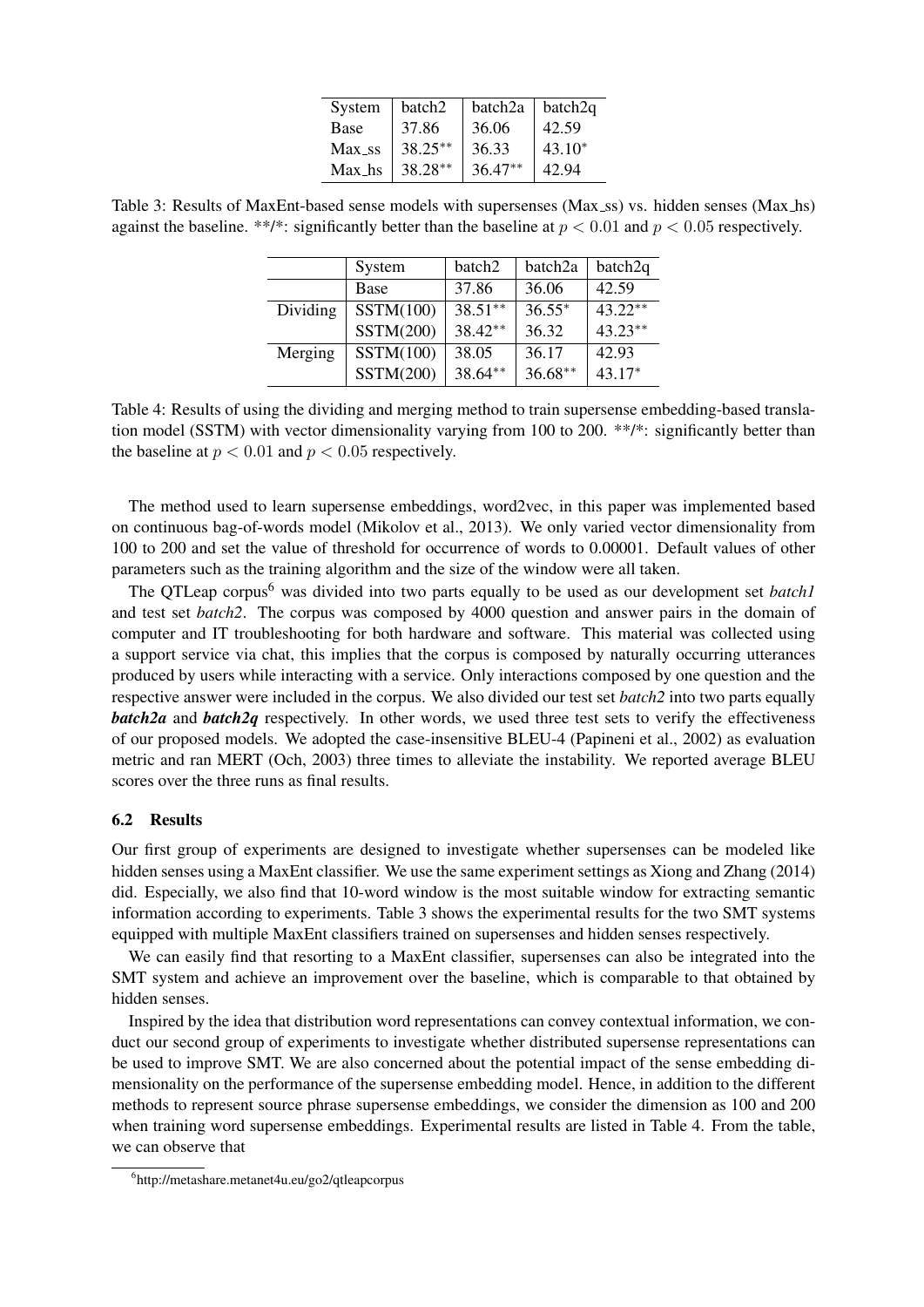| System | batch2 | batch2a | batch2q |
|---|---|---|---|
| Base | 37.86 | 36.06 | 42.59 |
| Max_ss | $38.25^{**}$ | 36.33 | $43.10^{*}$ |
| Max_hs | $38.28^{**}$ | $36.47^{**}$ | 42.94 |

Table 3: Results of MaxEnt-based sense models with supersenses (Max_ss) vs. hidden senses (Max_hs) against the baseline. **/*: significantly better than the baseline at $p < 0.01$ and $p < 0.05$ respectively.

| | System | batch2 | batch2a | batch2q |
|---|---|---|---|---|
| | Base | 37.86 | 36.06 | 42.59 |
| Dividing | SSTM(100) | $38.51^{**}$ | $36.55^{*}$ | $43.22^{**}$ |
| | SSTM(200) | $38.42^{**}$ | 36.32 | $43.23^{**}$ |
| Merging | SSTM(100) | 38.05 | 36.17 | 42.93 |
| | SSTM(200) | $38.64^{**}$ | $36.68^{**}$ | $43.17^{*}$ |

Table 4: Results of using the dividing and merging method to train supersense embedding-based translation model (SSTM) with vector dimensionality varying from 100 to 200. **/*: significantly better than the baseline at $p < 0.01$ and $p < 0.05$ respectively.

The method used to learn supersense embeddings, word2vec, in this paper was implemented based on continuous bag-of-words model (Mikolov et al., 2013). We only varied vector dimensionality from 100 to 200 and set the value of threshold for occurrence of words to 0.00001. Default values of other parameters such as the training algorithm and the size of the window were all taken.

The QTLeap corpus[6] was divided into two parts equally to be used as our development set *batch1* and test set *batch2*. The corpus was composed by 4000 question and answer pairs in the domain of computer and IT troubleshooting for both hardware and software. This material was collected using a support service via chat, this implies that the corpus is composed by naturally occurring utterances produced by users while interacting with a service. Only interactions composed by one question and the respective answer were included in the corpus. We also divided our test set *batch2* into two parts equally ***batch2a*** and ***batch2q*** respectively. In other words, we used three test sets to verify the effectiveness of our proposed models. We adopted the case-insensitive BLEU-4 (Papineni et al., 2002) as evaluation metric and ran MERT (Och, 2003) three times to alleviate the instability. We reported average BLEU scores over the three runs as final results.

### 6.2 Results

Our first group of experiments are designed to investigate whether supersenses can be modeled like hidden senses using a MaxEnt classifier. We use the same experiment settings as Xiong and Zhang (2014) did. Especially, we also find that 10-word window is the most suitable window for extracting semantic information according to experiments. Table 3 shows the experimental results for the two SMT systems equipped with multiple MaxEnt classifiers trained on supersenses and hidden senses respectively.

We can easily find that resorting to a MaxEnt classifier, supersenses can also be integrated into the SMT system and achieve an improvement over the baseline, which is comparable to that obtained by hidden senses.

Inspired by the idea that distribution word representations can convey contextual information, we conduct our second group of experiments to investigate whether distributed supersense representations can be used to improve SMT. We are also concerned about the potential impact of the sense embedding dimensionality on the performance of the supersense embedding model. Hence, in addition to the different methods to represent source phrase supersense embeddings, we consider the dimension as 100 and 200 when training word supersense embeddings. Experimental results are listed in Table 4. From the table, we can observe that

[6] http://metashare.metanet4u.eu/go2/qtleapcorpus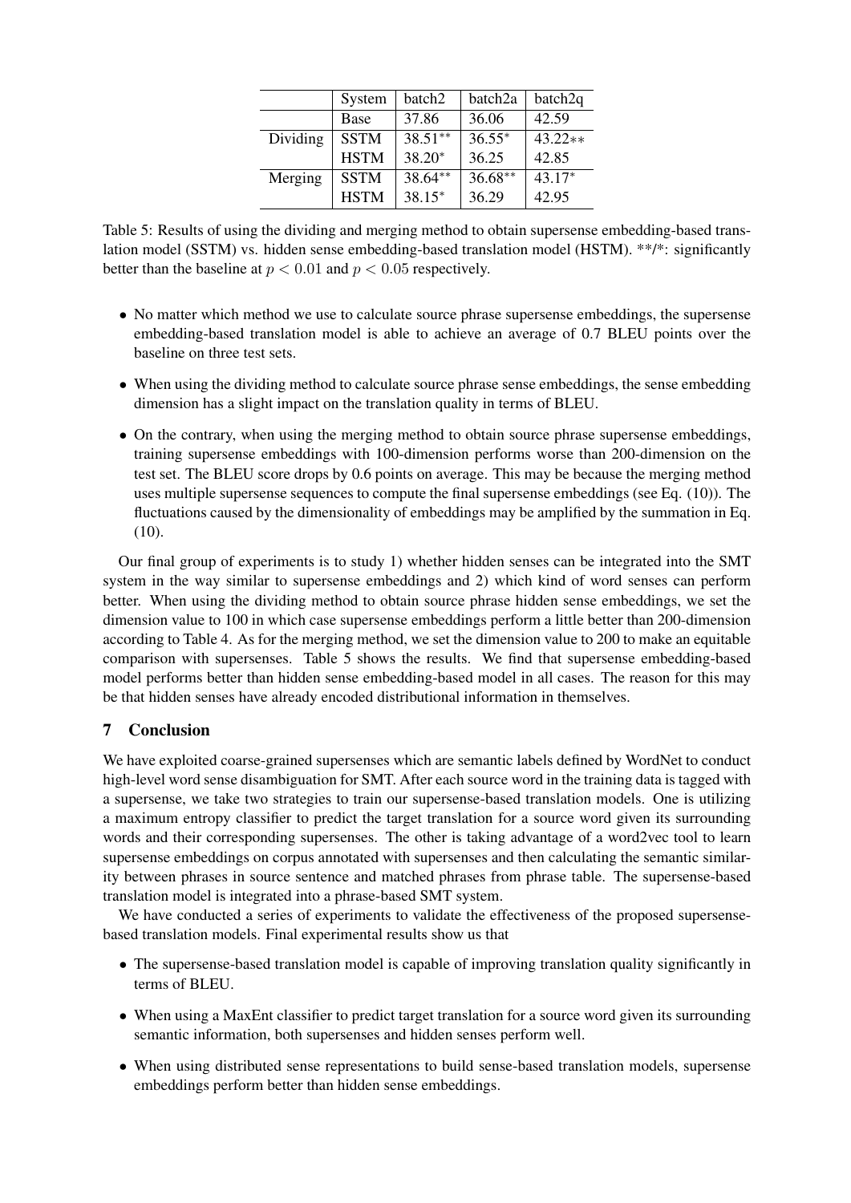| | System | batch2 | batch2a | batch2q |
|---|---|---|---|---|
| | Base | 37.86 | 36.06 | 42.59 |
| Dividing | SSTM | 38.51** | 36.55* | 43.22** |
| | HSTM | 38.20* | 36.25 | 42.85 |
| Merging | SSTM | 38.64** | 36.68** | 43.17* |
| | HSTM | 38.15* | 36.29 | 42.95 |

Table 5: Results of using the dividing and merging method to obtain supersense embedding-based translation model (SSTM) vs. hidden sense embedding-based translation model (HSTM). **/*: significantly better than the baseline at $p < 0.01$ and $p < 0.05$ respectively.

- No matter which method we use to calculate source phrase supersense embeddings, the supersense embedding-based translation model is able to achieve an average of 0.7 BLEU points over the baseline on three test sets.
- When using the dividing method to calculate source phrase sense embeddings, the sense embedding dimension has a slight impact on the translation quality in terms of BLEU.
- On the contrary, when using the merging method to obtain source phrase supersense embeddings, training supersense embeddings with 100-dimension performs worse than 200-dimension on the test set. The BLEU score drops by 0.6 points on average. This may be because the merging method uses multiple supersense sequences to compute the final supersense embeddings (see Eq. (10)). The fluctuations caused by the dimensionality of embeddings may be amplified by the summation in Eq. (10).

Our final group of experiments is to study 1) whether hidden senses can be integrated into the SMT system in the way similar to supersense embeddings and 2) which kind of word senses can perform better. When using the dividing method to obtain source phrase hidden sense embeddings, we set the dimension value to 100 in which case supersense embeddings perform a little better than 200-dimension according to Table 4. As for the merging method, we set the dimension value to 200 to make an equitable comparison with supersenses. Table 5 shows the results. We find that supersense embedding-based model performs better than hidden sense embedding-based model in all cases. The reason for this may be that hidden senses have already encoded distributional information in themselves.

## 7 Conclusion

We have exploited coarse-grained supersenses which are semantic labels defined by WordNet to conduct high-level word sense disambiguation for SMT. After each source word in the training data is tagged with a supersense, we take two strategies to train our supersense-based translation models. One is utilizing a maximum entropy classifier to predict the target translation for a source word given its surrounding words and their corresponding supersenses. The other is taking advantage of a word2vec tool to learn supersense embeddings on corpus annotated with supersenses and then calculating the semantic similarity between phrases in source sentence and matched phrases from phrase table. The supersense-based translation model is integrated into a phrase-based SMT system.

We have conducted a series of experiments to validate the effectiveness of the proposed supersense-based translation models. Final experimental results show us that

- The supersense-based translation model is capable of improving translation quality significantly in terms of BLEU.
- When using a MaxEnt classifier to predict target translation for a source word given its surrounding semantic information, both supersenses and hidden senses perform well.
- When using distributed sense representations to build sense-based translation models, supersense embeddings perform better than hidden sense embeddings.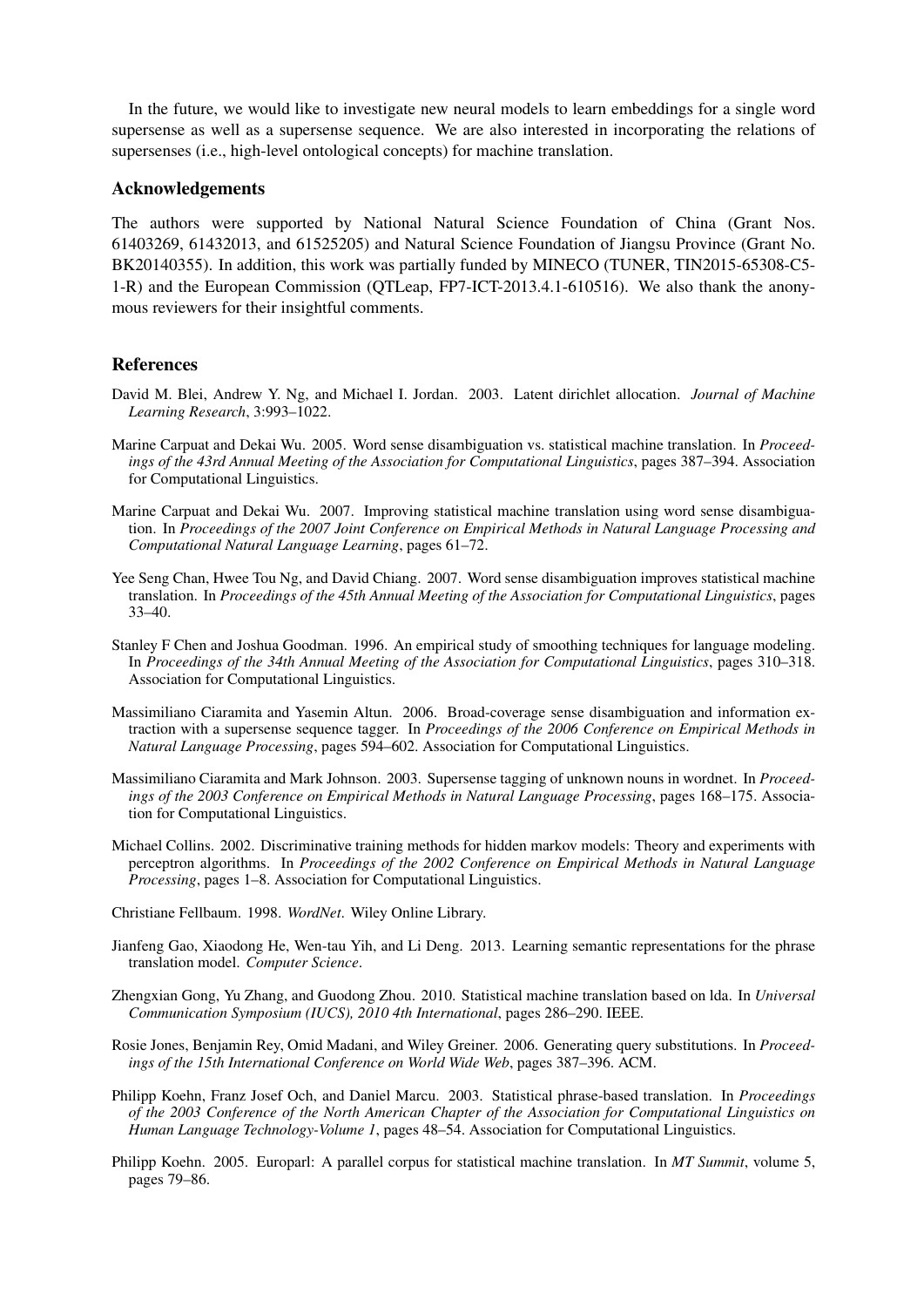In the future, we would like to investigate new neural models to learn embeddings for a single word supersense as well as a supersense sequence. We are also interested in incorporating the relations of supersenses (i.e., high-level ontological concepts) for machine translation.

## Acknowledgements

The authors were supported by National Natural Science Foundation of China (Grant Nos. 61403269, 61432013, and 61525205) and Natural Science Foundation of Jiangsu Province (Grant No. BK20140355). In addition, this work was partially funded by MINECO (TUNER, TIN2015-65308-C5-1-R) and the European Commission (QTLeap, FP7-ICT-2013.4.1-610516). We also thank the anonymous reviewers for their insightful comments.

## References

David M. Blei, Andrew Y. Ng, and Michael I. Jordan. 2003. Latent dirichlet allocation. *Journal of Machine Learning Research*, 3:993–1022.

Marine Carpuat and Dekai Wu. 2005. Word sense disambiguation vs. statistical machine translation. In *Proceedings of the 43rd Annual Meeting of the Association for Computational Linguistics*, pages 387–394. Association for Computational Linguistics.

Marine Carpuat and Dekai Wu. 2007. Improving statistical machine translation using word sense disambiguation. In *Proceedings of the 2007 Joint Conference on Empirical Methods in Natural Language Processing and Computational Natural Language Learning*, pages 61–72.

Yee Seng Chan, Hwee Tou Ng, and David Chiang. 2007. Word sense disambiguation improves statistical machine translation. In *Proceedings of the 45th Annual Meeting of the Association for Computational Linguistics*, pages 33–40.

Stanley F Chen and Joshua Goodman. 1996. An empirical study of smoothing techniques for language modeling. In *Proceedings of the 34th Annual Meeting of the Association for Computational Linguistics*, pages 310–318. Association for Computational Linguistics.

Massimiliano Ciaramita and Yasemin Altun. 2006. Broad-coverage sense disambiguation and information extraction with a supersense sequence tagger. In *Proceedings of the 2006 Conference on Empirical Methods in Natural Language Processing*, pages 594–602. Association for Computational Linguistics.

Massimiliano Ciaramita and Mark Johnson. 2003. Supersense tagging of unknown nouns in wordnet. In *Proceedings of the 2003 Conference on Empirical Methods in Natural Language Processing*, pages 168–175. Association for Computational Linguistics.

Michael Collins. 2002. Discriminative training methods for hidden markov models: Theory and experiments with perceptron algorithms. In *Proceedings of the 2002 Conference on Empirical Methods in Natural Language Processing*, pages 1–8. Association for Computational Linguistics.

Christiane Fellbaum. 1998. *WordNet*. Wiley Online Library.

Jianfeng Gao, Xiaodong He, Wen-tau Yih, and Li Deng. 2013. Learning semantic representations for the phrase translation model. *Computer Science*.

Zhengxian Gong, Yu Zhang, and Guodong Zhou. 2010. Statistical machine translation based on lda. In *Universal Communication Symposium (IUCS), 2010 4th International*, pages 286–290. IEEE.

Rosie Jones, Benjamin Rey, Omid Madani, and Wiley Greiner. 2006. Generating query substitutions. In *Proceedings of the 15th International Conference on World Wide Web*, pages 387–396. ACM.

Philipp Koehn, Franz Josef Och, and Daniel Marcu. 2003. Statistical phrase-based translation. In *Proceedings of the 2003 Conference of the North American Chapter of the Association for Computational Linguistics on Human Language Technology-Volume 1*, pages 48–54. Association for Computational Linguistics.

Philipp Koehn. 2005. Europarl: A parallel corpus for statistical machine translation. In *MT Summit*, volume 5, pages 79–86.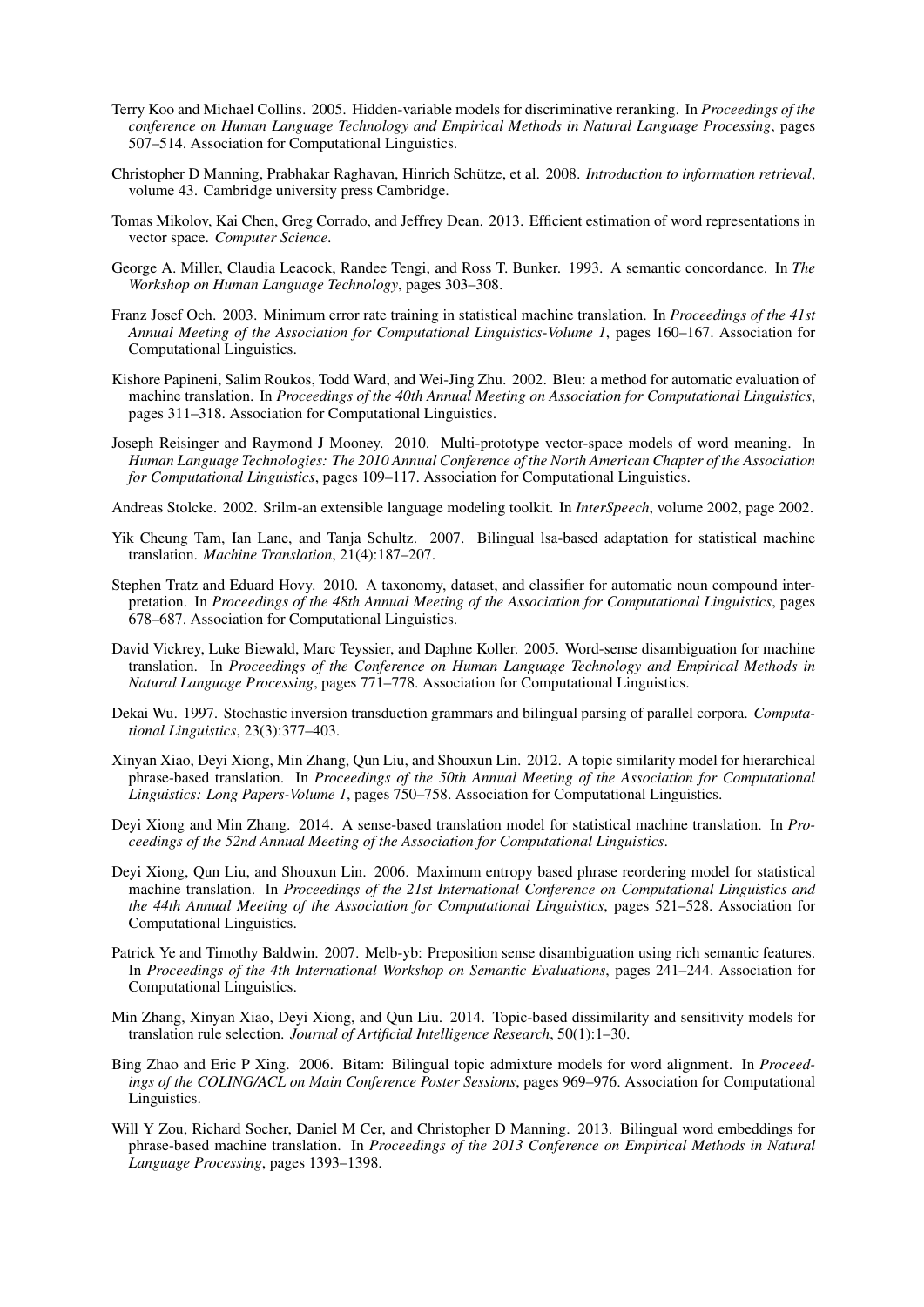Terry Koo and Michael Collins. 2005. Hidden-variable models for discriminative reranking. In *Proceedings of the conference on Human Language Technology and Empirical Methods in Natural Language Processing*, pages 507–514. Association for Computational Linguistics.

Christopher D Manning, Prabhakar Raghavan, Hinrich Schütze, et al. 2008. *Introduction to information retrieval*, volume 43. Cambridge university press Cambridge.

Tomas Mikolov, Kai Chen, Greg Corrado, and Jeffrey Dean. 2013. Efficient estimation of word representations in vector space. *Computer Science*.

George A. Miller, Claudia Leacock, Randee Tengi, and Ross T. Bunker. 1993. A semantic concordance. In *The Workshop on Human Language Technology*, pages 303–308.

Franz Josef Och. 2003. Minimum error rate training in statistical machine translation. In *Proceedings of the 41st Annual Meeting of the Association for Computational Linguistics-Volume 1*, pages 160–167. Association for Computational Linguistics.

Kishore Papineni, Salim Roukos, Todd Ward, and Wei-Jing Zhu. 2002. Bleu: a method for automatic evaluation of machine translation. In *Proceedings of the 40th Annual Meeting on Association for Computational Linguistics*, pages 311–318. Association for Computational Linguistics.

Joseph Reisinger and Raymond J Mooney. 2010. Multi-prototype vector-space models of word meaning. In *Human Language Technologies: The 2010 Annual Conference of the North American Chapter of the Association for Computational Linguistics*, pages 109–117. Association for Computational Linguistics.

Andreas Stolcke. 2002. Srilm-an extensible language modeling toolkit. In *InterSpeech*, volume 2002, page 2002.

Yik Cheung Tam, Ian Lane, and Tanja Schultz. 2007. Bilingual lsa-based adaptation for statistical machine translation. *Machine Translation*, 21(4):187–207.

Stephen Tratz and Eduard Hovy. 2010. A taxonomy, dataset, and classifier for automatic noun compound interpretation. In *Proceedings of the 48th Annual Meeting of the Association for Computational Linguistics*, pages 678–687. Association for Computational Linguistics.

David Vickrey, Luke Biewald, Marc Teyssier, and Daphne Koller. 2005. Word-sense disambiguation for machine translation. In *Proceedings of the Conference on Human Language Technology and Empirical Methods in Natural Language Processing*, pages 771–778. Association for Computational Linguistics.

Dekai Wu. 1997. Stochastic inversion transduction grammars and bilingual parsing of parallel corpora. *Computational Linguistics*, 23(3):377–403.

Xinyan Xiao, Deyi Xiong, Min Zhang, Qun Liu, and Shouxun Lin. 2012. A topic similarity model for hierarchical phrase-based translation. In *Proceedings of the 50th Annual Meeting of the Association for Computational Linguistics: Long Papers-Volume 1*, pages 750–758. Association for Computational Linguistics.

Deyi Xiong and Min Zhang. 2014. A sense-based translation model for statistical machine translation. In *Proceedings of the 52nd Annual Meeting of the Association for Computational Linguistics*.

Deyi Xiong, Qun Liu, and Shouxun Lin. 2006. Maximum entropy based phrase reordering model for statistical machine translation. In *Proceedings of the 21st International Conference on Computational Linguistics and the 44th Annual Meeting of the Association for Computational Linguistics*, pages 521–528. Association for Computational Linguistics.

Patrick Ye and Timothy Baldwin. 2007. Melb-yb: Preposition sense disambiguation using rich semantic features. In *Proceedings of the 4th International Workshop on Semantic Evaluations*, pages 241–244. Association for Computational Linguistics.

Min Zhang, Xinyan Xiao, Deyi Xiong, and Qun Liu. 2014. Topic-based dissimilarity and sensitivity models for translation rule selection. *Journal of Artificial Intelligence Research*, 50(1):1–30.

Bing Zhao and Eric P Xing. 2006. Bitam: Bilingual topic admixture models for word alignment. In *Proceedings of the COLING/ACL on Main Conference Poster Sessions*, pages 969–976. Association for Computational Linguistics.

Will Y Zou, Richard Socher, Daniel M Cer, and Christopher D Manning. 2013. Bilingual word embeddings for phrase-based machine translation. In *Proceedings of the 2013 Conference on Empirical Methods in Natural Language Processing*, pages 1393–1398.